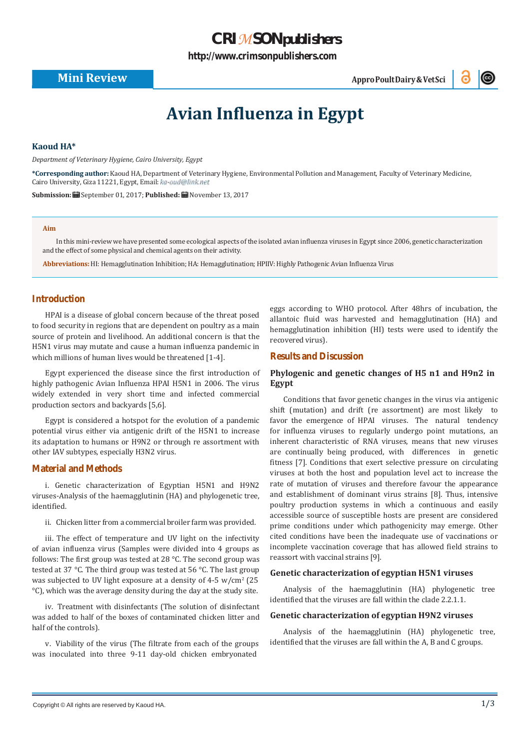Mini Review

# Avian Influenza in Egypt

**Kaoud HA***

*Department of Veterinary Hygiene, Cairo University, Egypt*

**\*Corresponding author:** Kaoud HA, Department of Veterinary Hygiene, Environmental Pollution and Management, Faculty of Veterinary Medicine, Cairo University, Giza 11221, Egypt, Email: ka-oud@link.net

**Submission:** September 01, 2017; **Published:** November 13, 2017

**Aim**

In this mini-review we have presented some ecological aspects of the isolated avian influenza viruses in Egypt since 2006, genetic characterization and the effect of some physical and chemical agents on their activity.

**Abbreviations:** HI: Hemagglutination Inhibition; HA: Hemagglutination; HPIIV: Highly Pathogenic Avian Influenza Virus

## Introduction

HPAI is a disease of global concern because of the threat posed to food security in regions that are dependent on poultry as a main source of protein and livelihood. An additional concern is that the H5N1 virus may mutate and cause a human influenza pandemic in which millions of human lives would be threatened [1-4].

Egypt experienced the disease since the first introduction of highly pathogenic Avian Influenza HPAI H5N1 in 2006. The virus widely extended in very short time and infected commercial production sectors and backyards [5,6].

Egypt is considered a hotspot for the evolution of a pandemic potential virus either via antigenic drift of the H5N1 to increase its adaptation to humans or H9N2 or through re assortment with other IAV subtypes, especially H3N2 virus.

## Material and Methods

i. Genetic characterization of Egyptian H5N1 and H9N2 viruses-Analysis of the haemagglutinin (HA) and phylogenetic tree, identified.

ii. Chicken litter from a commercial broiler farm was provided.

iii. The effect of temperature and UV light on the infectivity of avian influenza virus (Samples were divided into 4 groups as follows: The first group was tested at 28 °C. The second group was tested at 37 °C. The third group was tested at 56 °C. The last group was subjected to UV light exposure at a density of 4-5 w/cm$^2$ (25 °C), which was the average density during the day at the study site.

iv. Treatment with disinfectants (The solution of disinfectant was added to half of the boxes of contaminated chicken litter and half of the controls).

v. Viability of the virus (The filtrate from each of the groups was inoculated into three 9-11 day-old chicken embryonated eggs according to WHO protocol. After 48hrs of incubation, the allantoic fluid was harvested and hemagglutination (HA) and hemagglutination inhibition (HI) tests were used to identify the recovered virus).

## Results and Discussion

### Phylogenic and genetic changes of H5 n1 and H9n2 in Egypt

Conditions that favor genetic changes in the virus via antigenic shift (mutation) and drift (re assortment) are most likely to favor the emergence of HPAI viruses. The natural tendency for influenza viruses to regularly undergo point mutations, an inherent characteristic of RNA viruses, means that new viruses are continually being produced, with differences in genetic fitness [7]. Conditions that exert selective pressure on circulating viruses at both the host and population level act to increase the rate of mutation of viruses and therefore favour the appearance and establishment of dominant virus strains [8]. Thus, intensive poultry production systems in which a continuous and easily accessible source of susceptible hosts are present are considered prime conditions under which pathogenicity may emerge. Other cited conditions have been the inadequate use of vaccinations or incomplete vaccination coverage that has allowed field strains to reassort with vaccinal strains [9].

### Genetic characterization of egyptian H5N1 viruses

Analysis of the haemagglutinin (HA) phylogenetic tree identified that the viruses are fall within the clade 2.2.1.1.

### Genetic characterization of egyptian H9N2 viruses

Analysis of the haemagglutinin (HA) phylogenetic tree, identified that the viruses are fall within the A, B and C groups.

Copyright © All rights are reserved by Kaoud HA.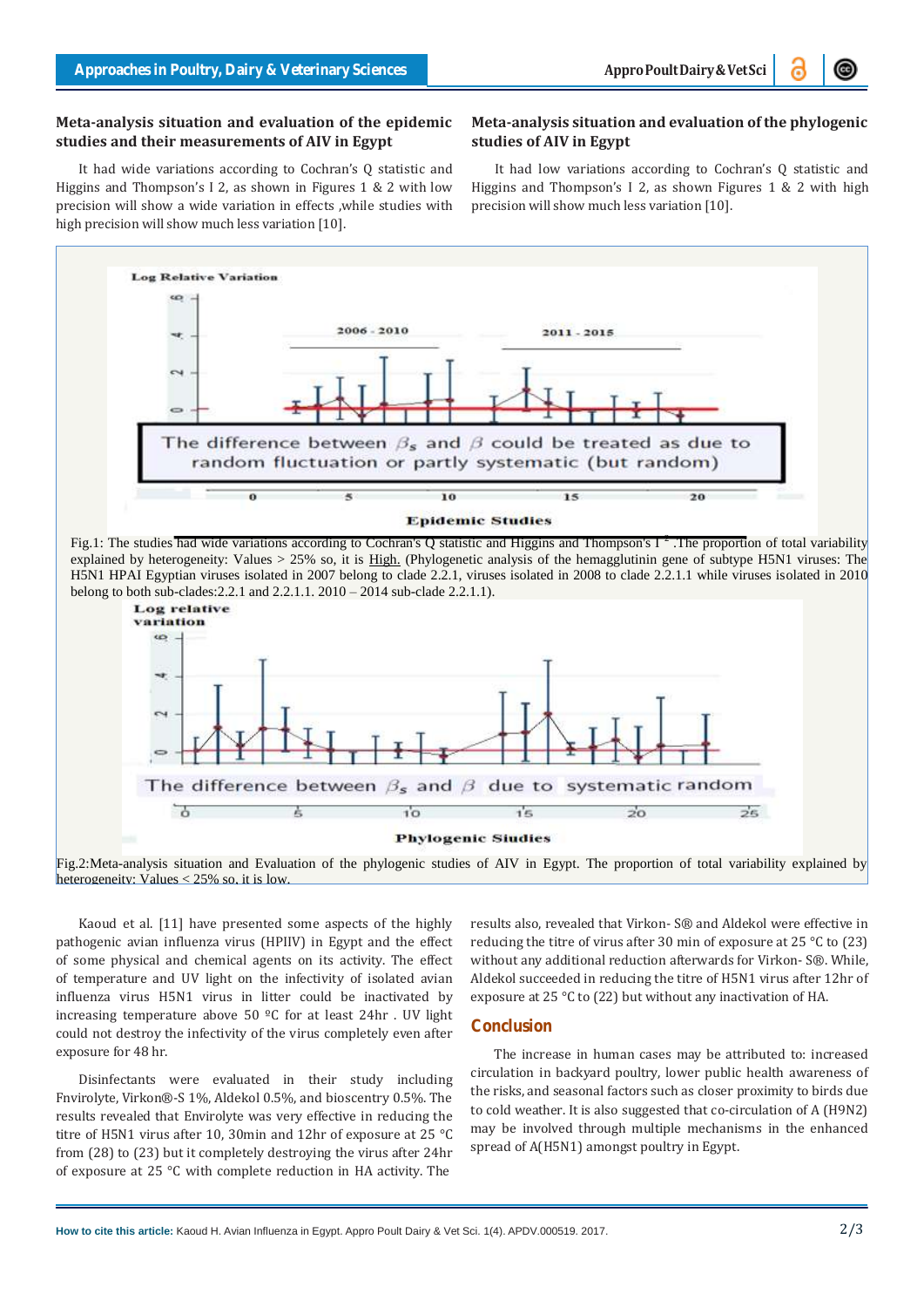### Meta-analysis situation and evaluation of the epidemic studies and their measurements of AIV in Egypt

It had wide variations according to Cochran's Q statistic and Higgins and Thompson's I 2, as shown in Figures 1 & 2 with low precision will show a wide variation in effects ,while studies with high precision will show much less variation [10].

### Meta-analysis situation and evaluation of the phylogenic studies of AIV in Egypt

It had low variations according to Cochran's Q statistic and Higgins and Thompson's I 2, as shown Figures 1 & 2 with high precision will show much less variation [10].

Fig.1: The studies had wide variations according to Cochran's Q statistic and Higgins and Thompson's $I^2$ .The proportion of total variability explained by heterogeneity: Values > 25% so, it is High. (Phylogenetic analysis of the hemagglutinin gene of subtype H5N1 viruses: The H5N1 HPAI Egyptian viruses isolated in 2007 belong to clade 2.2.1, viruses isolated in 2008 to clade 2.2.1.1 while viruses isolated in 2010 belong to both sub-clades:2.2.1 and 2.2.1.1. 2010 – 2014 sub-clade 2.2.1.1).

Fig.2:Meta-analysis situation and Evaluation of the phylogenic studies of AIV in Egypt. The proportion of total variability explained by heterogeneity: Values < 25% so, it is low.

Kaoud et al. [11] have presented some aspects of the highly pathogenic avian influenza virus (HPIIV) in Egypt and the effect of some physical and chemical agents on its activity. The effect of temperature and UV light on the infectivity of isolated avian influenza virus H5N1 virus in litter could be inactivated by increasing temperature above 50 ºC for at least 24hr . UV light could not destroy the infectivity of the virus completely even after exposure for 48 hr.

Disinfectants were evaluated in their study including Fnvirolyte, Virkon®-S 1%, Aldekol 0.5%, and bioscentry 0.5%. The results revealed that Envirolyte was very effective in reducing the titre of H5N1 virus after 10, 30min and 12hr of exposure at 25 °C from (28) to (23) but it completely destroying the virus after 24hr of exposure at 25 °C with complete reduction in HA activity. The results also, revealed that Virkon- S® and Aldekol were effective in reducing the titre of virus after 30 min of exposure at 25 °C to (23) without any additional reduction afterwards for Virkon- S®. While, Aldekol succeeded in reducing the titre of H5N1 virus after 12hr of exposure at 25 °C to (22) but without any inactivation of HA.

## Conclusion

The increase in human cases may be attributed to: increased circulation in backyard poultry, lower public health awareness of the risks, and seasonal factors such as closer proximity to birds due to cold weather. It is also suggested that co-circulation of A (H9N2) may be involved through multiple mechanisms in the enhanced spread of A(H5N1) amongst poultry in Egypt.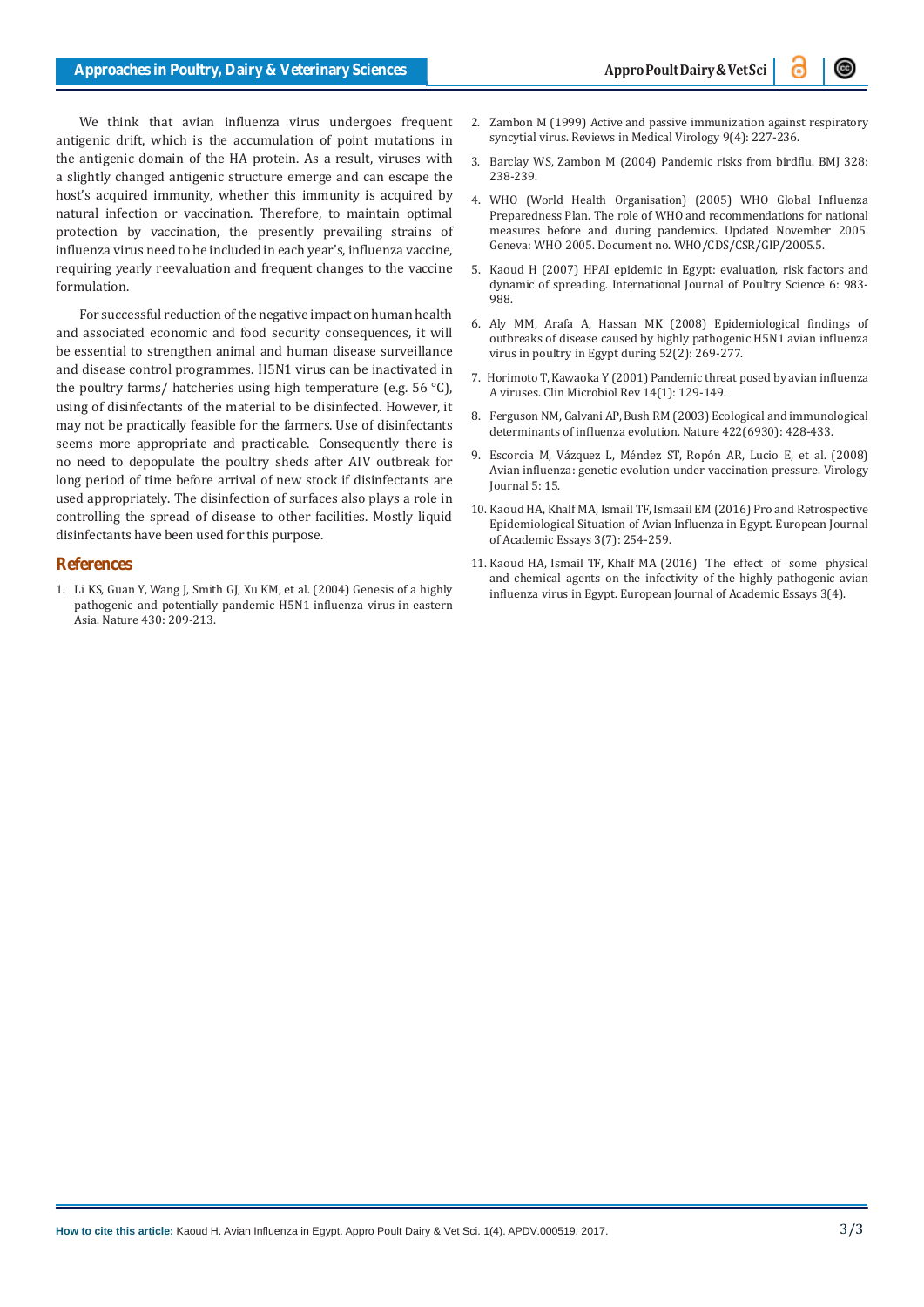We think that avian influenza virus undergoes frequent antigenic drift, which is the accumulation of point mutations in the antigenic domain of the HA protein. As a result, viruses with a slightly changed antigenic structure emerge and can escape the host's acquired immunity, whether this immunity is acquired by natural infection or vaccination. Therefore, to maintain optimal protection by vaccination, the presently prevailing strains of influenza virus need to be included in each year's, influenza vaccine, requiring yearly reevaluation and frequent changes to the vaccine formulation.

For successful reduction of the negative impact on human health and associated economic and food security consequences, it will be essential to strengthen animal and human disease surveillance and disease control programmes. H5N1 virus can be inactivated in the poultry farms/ hatcheries using high temperature (e.g. 56 °C), using of disinfectants of the material to be disinfected. However, it may not be practically feasible for the farmers. Use of disinfectants seems more appropriate and practicable. Consequently there is no need to depopulate the poultry sheds after AIV outbreak for long period of time before arrival of new stock if disinfectants are used appropriately. The disinfection of surfaces also plays a role in controlling the spread of disease to other facilities. Mostly liquid disinfectants have been used for this purpose.

## References

1. Li KS, Guan Y, Wang J, Smith GJ, Xu KM, et al. (2004) Genesis of a highly pathogenic and potentially pandemic H5N1 influenza virus in eastern Asia. Nature 430: 209-213.
2. Zambon M (1999) Active and passive immunization against respiratory syncytial virus. Reviews in Medical Virology 9(4): 227-236.
3. Barclay WS, Zambon M (2004) Pandemic risks from birdflu. BMJ 328: 238-239.
4. WHO (World Health Organisation) (2005) WHO Global Influenza Preparedness Plan. The role of WHO and recommendations for national measures before and during pandemics. Updated November 2005. Geneva: WHO 2005. Document no. WHO/CDS/CSR/GIP/2005.5.
5. Kaoud H (2007) HPAI epidemic in Egypt: evaluation, risk factors and dynamic of spreading. International Journal of Poultry Science 6: 983-988.
6. Aly MM, Arafa A, Hassan MK (2008) Epidemiological findings of outbreaks of disease caused by highly pathogenic H5N1 avian influenza virus in poultry in Egypt during 52(2): 269-277.
7. Horimoto T, Kawaoka Y (2001) Pandemic threat posed by avian influenza A viruses. Clin Microbiol Rev 14(1): 129-149.
8. Ferguson NM, Galvani AP, Bush RM (2003) Ecological and immunological determinants of influenza evolution. Nature 422(6930): 428-433.
9. Escorcia M, Vázquez L, Méndez ST, Ropón AR, Lucio E, et al. (2008) Avian influenza: genetic evolution under vaccination pressure. Virology Journal 5: 15.
10. Kaoud HA, Khalf MA, Ismail TF, Ismaail EM (2016) Pro and Retrospective Epidemiological Situation of Avian Influenza in Egypt. European Journal of Academic Essays 3(7): 254-259.
11. Kaoud HA, Ismail TF, Khalf MA (2016) The effect of some physical and chemical agents on the infectivity of the highly pathogenic avian influenza virus in Egypt. European Journal of Academic Essays 3(4).

**How to cite this article:** Kaoud H. Avian Influenza in Egypt. Appro Poult Dairy & Vet Sci. 1(4). APDV.000519. 2017.